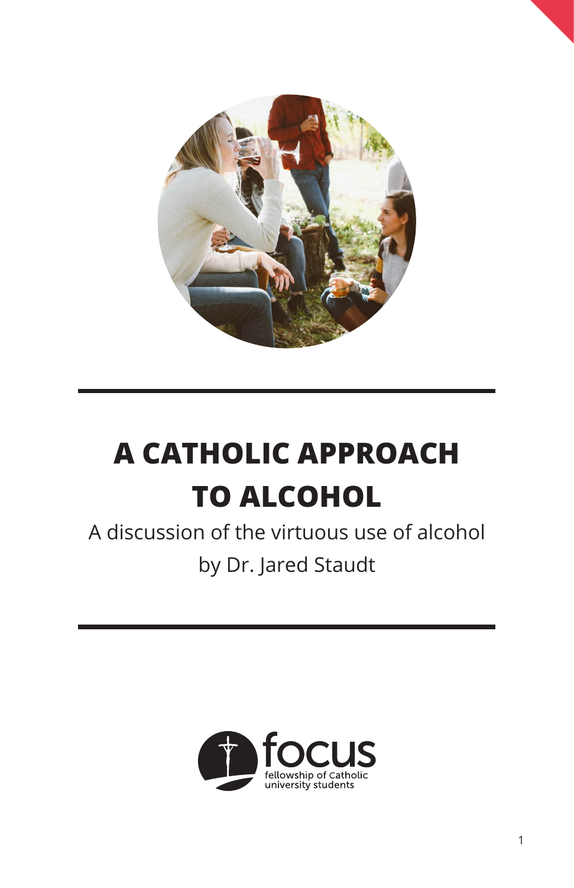# A CATHOLIC APPROACH TO ALCOHOL

A discussion of the virtuous use of alcohol

by Dr. Jared Staudt

focus
fellowship of catholic university students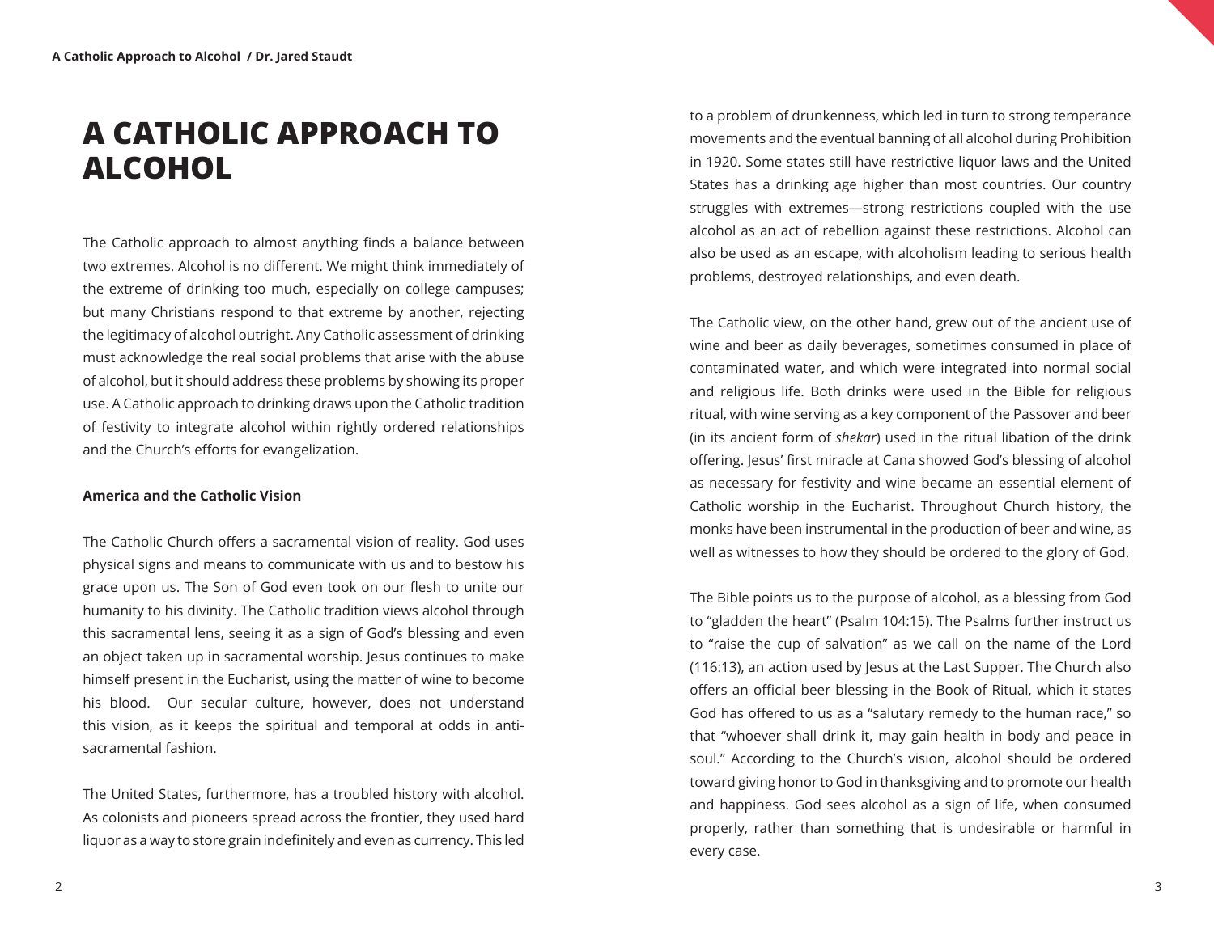# A CATHOLIC APPROACH TO ALCOHOL

The Catholic approach to almost anything finds a balance between two extremes. Alcohol is no different. We might think immediately of the extreme of drinking too much, especially on college campuses; but many Christians respond to that extreme by another, rejecting the legitimacy of alcohol outright. Any Catholic assessment of drinking must acknowledge the real social problems that arise with the abuse of alcohol, but it should address these problems by showing its proper use. A Catholic approach to drinking draws upon the Catholic tradition of festivity to integrate alcohol within rightly ordered relationships and the Church's efforts for evangelization.

**America and the Catholic Vision**

The Catholic Church offers a sacramental vision of reality. God uses physical signs and means to communicate with us and to bestow his grace upon us. The Son of God even took on our flesh to unite our humanity to his divinity. The Catholic tradition views alcohol through this sacramental lens, seeing it as a sign of God's blessing and even an object taken up in sacramental worship. Jesus continues to make himself present in the Eucharist, using the matter of wine to become his blood. Our secular culture, however, does not understand this vision, as it keeps the spiritual and temporal at odds in anti-sacramental fashion.

The United States, furthermore, has a troubled history with alcohol. As colonists and pioneers spread across the frontier, they used hard liquor as a way to store grain indefinitely and even as currency. This led to a problem of drunkenness, which led in turn to strong temperance movements and the eventual banning of all alcohol during Prohibition in 1920. Some states still have restrictive liquor laws and the United States has a drinking age higher than most countries. Our country struggles with extremes—strong restrictions coupled with the use alcohol as an act of rebellion against these restrictions. Alcohol can also be used as an escape, with alcoholism leading to serious health problems, destroyed relationships, and even death.

The Catholic view, on the other hand, grew out of the ancient use of wine and beer as daily beverages, sometimes consumed in place of contaminated water, and which were integrated into normal social and religious life. Both drinks were used in the Bible for religious ritual, with wine serving as a key component of the Passover and beer (in its ancient form of *shekar*) used in the ritual libation of the drink offering. Jesus' first miracle at Cana showed God's blessing of alcohol as necessary for festivity and wine became an essential element of Catholic worship in the Eucharist. Throughout Church history, the monks have been instrumental in the production of beer and wine, as well as witnesses to how they should be ordered to the glory of God.

The Bible points us to the purpose of alcohol, as a blessing from God to "gladden the heart" (Psalm 104:15). The Psalms further instruct us to "raise the cup of salvation" as we call on the name of the Lord (116:13), an action used by Jesus at the Last Supper. The Church also offers an official beer blessing in the Book of Ritual, which it states God has offered to us as a "salutary remedy to the human race," so that "whoever shall drink it, may gain health in body and peace in soul." According to the Church's vision, alcohol should be ordered toward giving honor to God in thanksgiving and to promote our health and happiness. God sees alcohol as a sign of life, when consumed properly, rather than something that is undesirable or harmful in every case.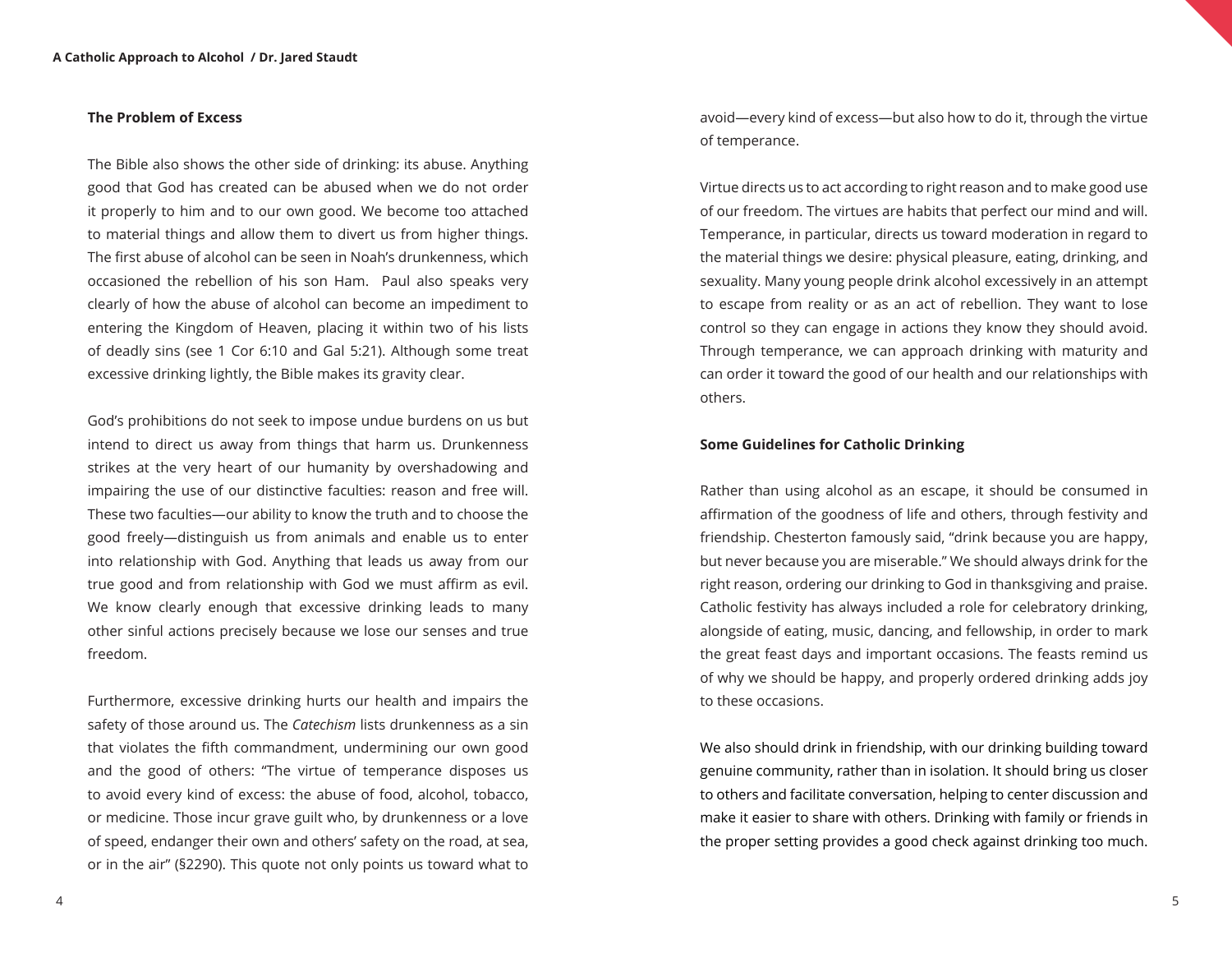### The Problem of Excess

The Bible also shows the other side of drinking: its abuse. Anything good that God has created can be abused when we do not order it properly to him and to our own good. We become too attached to material things and allow them to divert us from higher things. The first abuse of alcohol can be seen in Noah's drunkenness, which occasioned the rebellion of his son Ham. Paul also speaks very clearly of how the abuse of alcohol can become an impediment to entering the Kingdom of Heaven, placing it within two of his lists of deadly sins (see 1 Cor 6:10 and Gal 5:21). Although some treat excessive drinking lightly, the Bible makes its gravity clear.

God's prohibitions do not seek to impose undue burdens on us but intend to direct us away from things that harm us. Drunkenness strikes at the very heart of our humanity by overshadowing and impairing the use of our distinctive faculties: reason and free will. These two faculties—our ability to know the truth and to choose the good freely—distinguish us from animals and enable us to enter into relationship with God. Anything that leads us away from our true good and from relationship with God we must affirm as evil. We know clearly enough that excessive drinking leads to many other sinful actions precisely because we lose our senses and true freedom.

Furthermore, excessive drinking hurts our health and impairs the safety of those around us. The *Catechism* lists drunkenness as a sin that violates the fifth commandment, undermining our own good and the good of others: "The virtue of temperance disposes us to avoid every kind of excess: the abuse of food, alcohol, tobacco, or medicine. Those incur grave guilt who, by drunkenness or a love of speed, endanger their own and others' safety on the road, at sea, or in the air" (§2290). This quote not only points us toward what to avoid—every kind of excess—but also how to do it, through the virtue of temperance.

Virtue directs us to act according to right reason and to make good use of our freedom. The virtues are habits that perfect our mind and will. Temperance, in particular, directs us toward moderation in regard to the material things we desire: physical pleasure, eating, drinking, and sexuality. Many young people drink alcohol excessively in an attempt to escape from reality or as an act of rebellion. They want to lose control so they can engage in actions they know they should avoid. Through temperance, we can approach drinking with maturity and can order it toward the good of our health and our relationships with others.

### Some Guidelines for Catholic Drinking

Rather than using alcohol as an escape, it should be consumed in affirmation of the goodness of life and others, through festivity and friendship. Chesterton famously said, "drink because you are happy, but never because you are miserable." We should always drink for the right reason, ordering our drinking to God in thanksgiving and praise. Catholic festivity has always included a role for celebratory drinking, alongside of eating, music, dancing, and fellowship, in order to mark the great feast days and important occasions. The feasts remind us of why we should be happy, and properly ordered drinking adds joy to these occasions.

We also should drink in friendship, with our drinking building toward genuine community, rather than in isolation. It should bring us closer to others and facilitate conversation, helping to center discussion and make it easier to share with others. Drinking with family or friends in the proper setting provides a good check against drinking too much.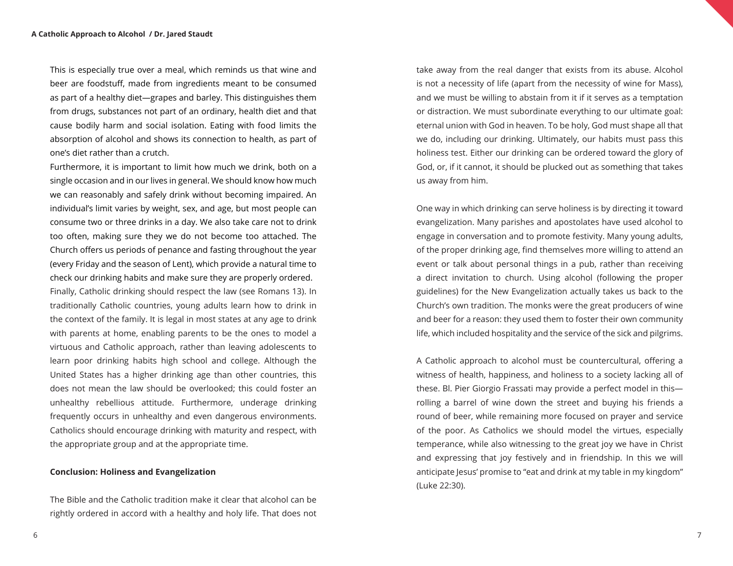This is especially true over a meal, which reminds us that wine and beer are foodstuff, made from ingredients meant to be consumed as part of a healthy diet—grapes and barley. This distinguishes them from drugs, substances not part of an ordinary, health diet and that cause bodily harm and social isolation. Eating with food limits the absorption of alcohol and shows its connection to health, as part of one's diet rather than a crutch.

Furthermore, it is important to limit how much we drink, both on a single occasion and in our lives in general. We should know how much we can reasonably and safely drink without becoming impaired. An individual's limit varies by weight, sex, and age, but most people can consume two or three drinks in a day. We also take care not to drink too often, making sure they we do not become too attached. The Church offers us periods of penance and fasting throughout the year (every Friday and the season of Lent), which provide a natural time to check our drinking habits and make sure they are properly ordered.

Finally, Catholic drinking should respect the law (see Romans 13). In traditionally Catholic countries, young adults learn how to drink in the context of the family. It is legal in most states at any age to drink with parents at home, enabling parents to be the ones to model a virtuous and Catholic approach, rather than leaving adolescents to learn poor drinking habits high school and college. Although the United States has a higher drinking age than other countries, this does not mean the law should be overlooked; this could foster an unhealthy rebellious attitude. Furthermore, underage drinking frequently occurs in unhealthy and even dangerous environments. Catholics should encourage drinking with maturity and respect, with the appropriate group and at the appropriate time.

**Conclusion: Holiness and Evangelization**

The Bible and the Catholic tradition make it clear that alcohol can be rightly ordered in accord with a healthy and holy life. That does not take away from the real danger that exists from its abuse. Alcohol is not a necessity of life (apart from the necessity of wine for Mass), and we must be willing to abstain from it if it serves as a temptation or distraction. We must subordinate everything to our ultimate goal: eternal union with God in heaven. To be holy, God must shape all that we do, including our drinking. Ultimately, our habits must pass this holiness test. Either our drinking can be ordered toward the glory of God, or, if it cannot, it should be plucked out as something that takes us away from him.

One way in which drinking can serve holiness is by directing it toward evangelization. Many parishes and apostolates have used alcohol to engage in conversation and to promote festivity. Many young adults, of the proper drinking age, find themselves more willing to attend an event or talk about personal things in a pub, rather than receiving a direct invitation to church. Using alcohol (following the proper guidelines) for the New Evangelization actually takes us back to the Church's own tradition. The monks were the great producers of wine and beer for a reason: they used them to foster their own community life, which included hospitality and the service of the sick and pilgrims.

A Catholic approach to alcohol must be countercultural, offering a witness of health, happiness, and holiness to a society lacking all of these. Bl. Pier Giorgio Frassati may provide a perfect model in this—rolling a barrel of wine down the street and buying his friends a round of beer, while remaining more focused on prayer and service of the poor. As Catholics we should model the virtues, especially temperance, while also witnessing to the great joy we have in Christ and expressing that joy festively and in friendship. In this we will anticipate Jesus' promise to "eat and drink at my table in my kingdom" (Luke 22:30).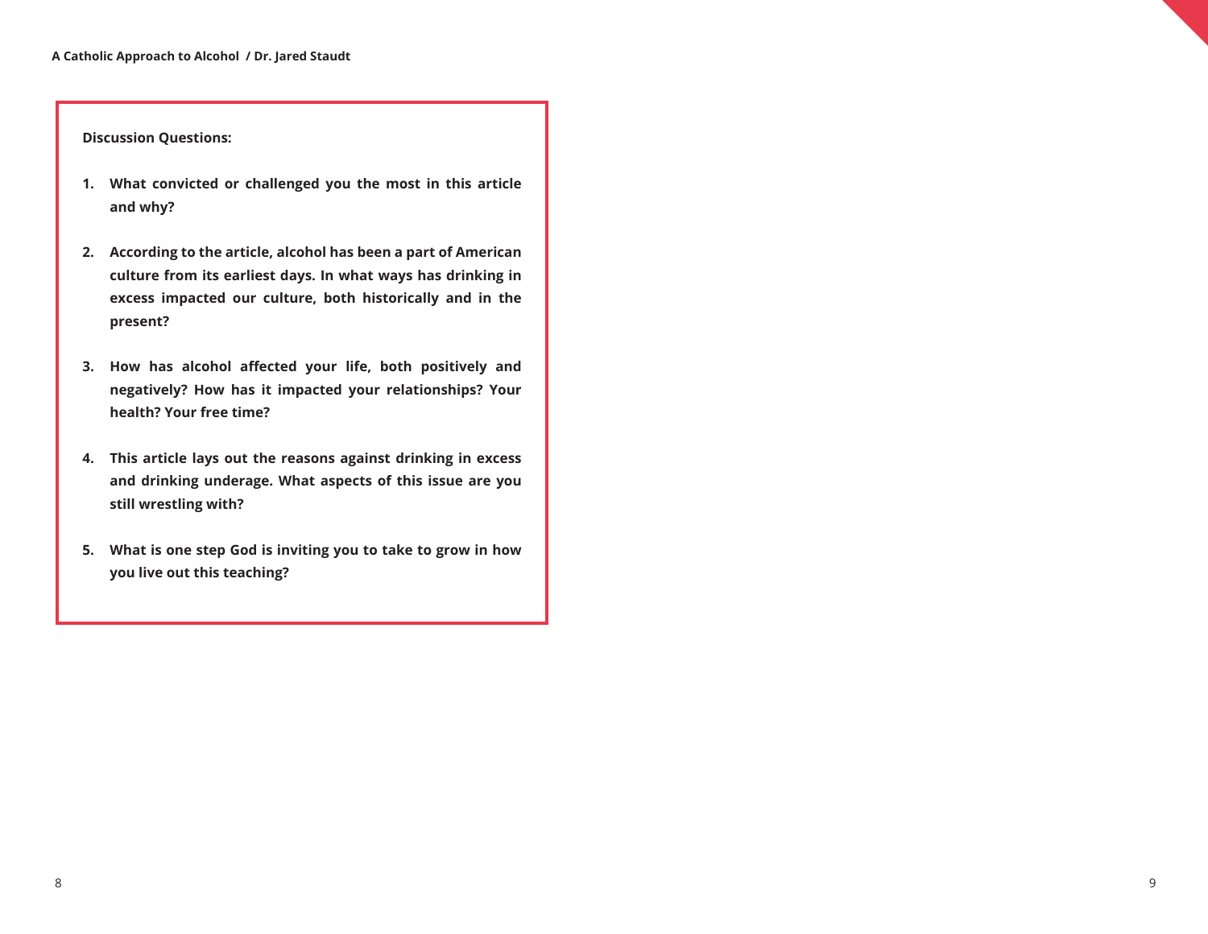**Discussion Questions:**

1. **What convicted or challenged you the most in this article and why?**

2. **According to the article, alcohol has been a part of American culture from its earliest days. In what ways has drinking in excess impacted our culture, both historically and in the present?**

3. **How has alcohol affected your life, both positively and negatively? How has it impacted your relationships? Your health? Your free time?**

4. **This article lays out the reasons against drinking in excess and drinking underage. What aspects of this issue are you still wrestling with?**

5. **What is one step God is inviting you to take to grow in how you live out this teaching?**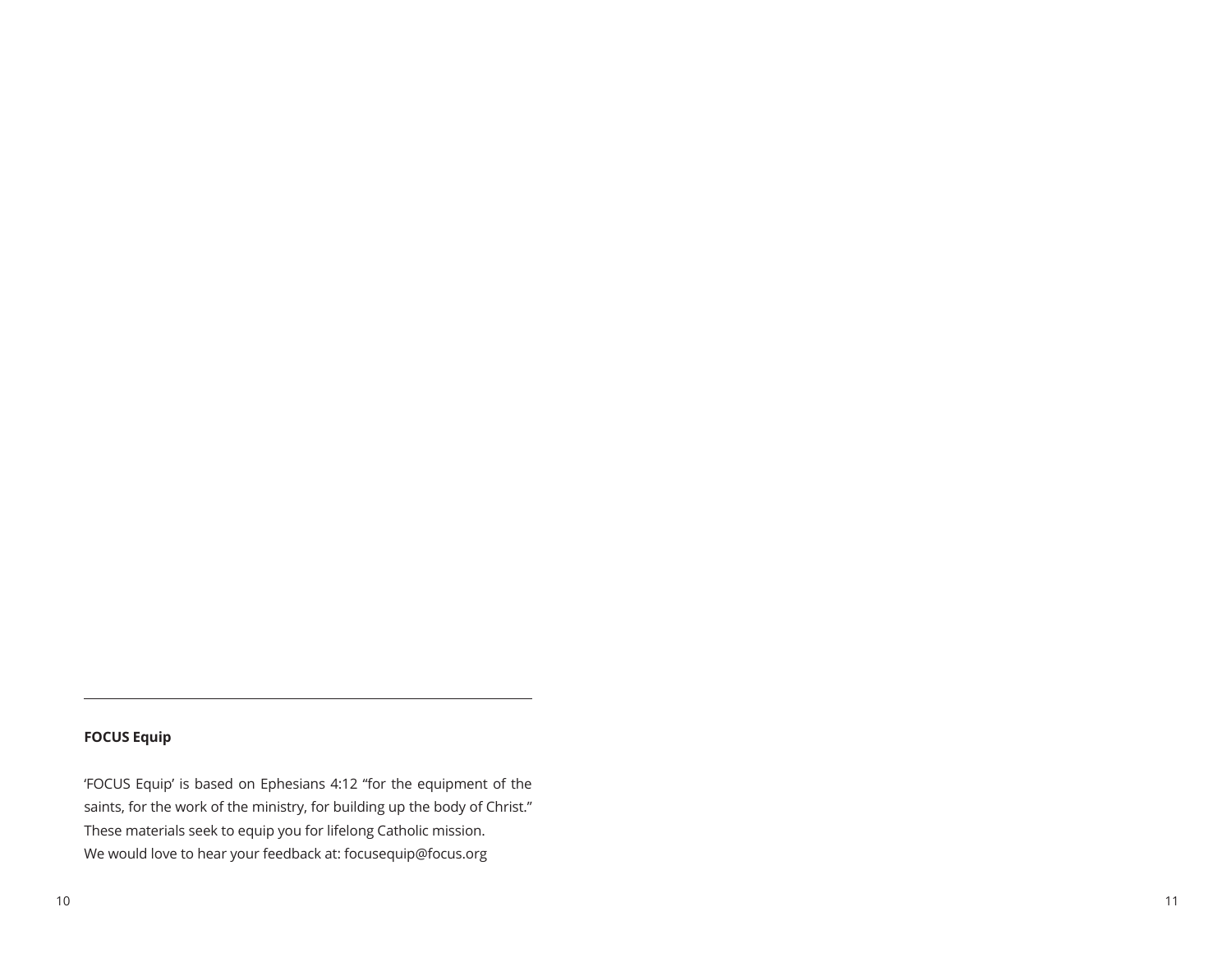**FOCUS Equip**

'FOCUS Equip' is based on Ephesians 4:12 "for the equipment of the saints, for the work of the ministry, for building up the body of Christ." These materials seek to equip you for lifelong Catholic mission.
We would love to hear your feedback at: focusequip@focus.org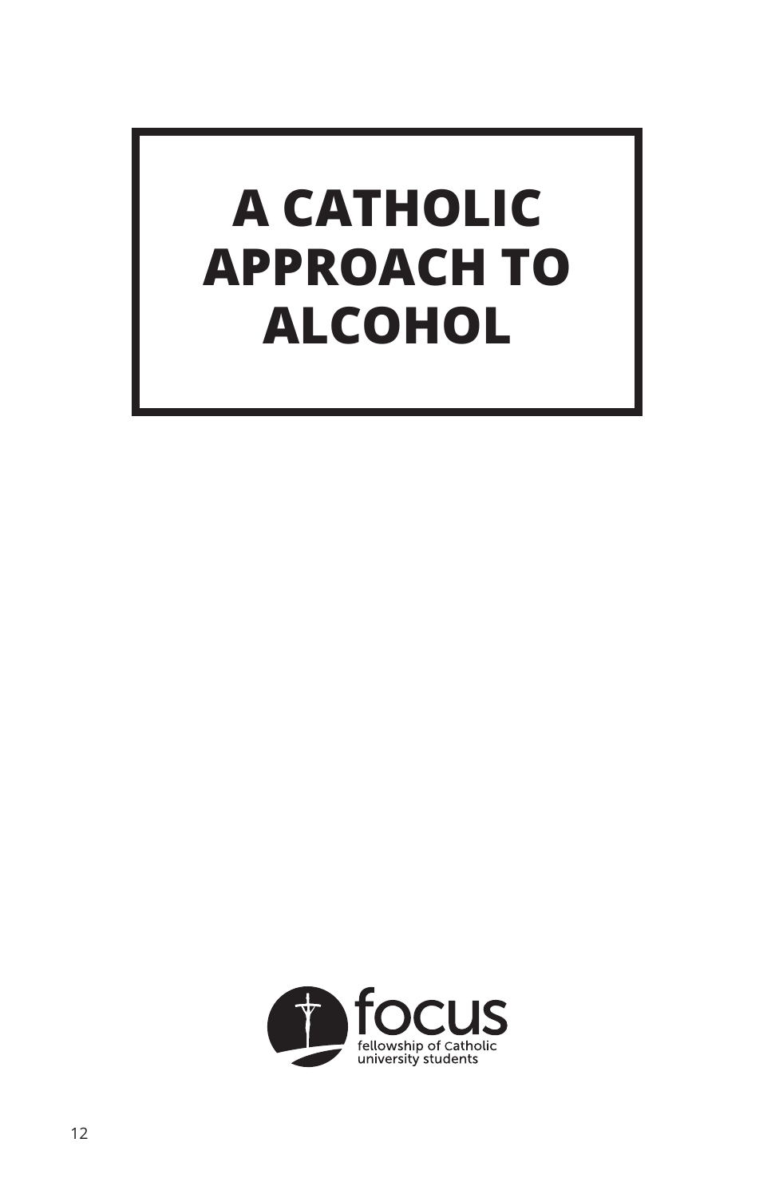# A CATHOLIC APPROACH TO ALCOHOL

focus

fellowship of Catholic university students